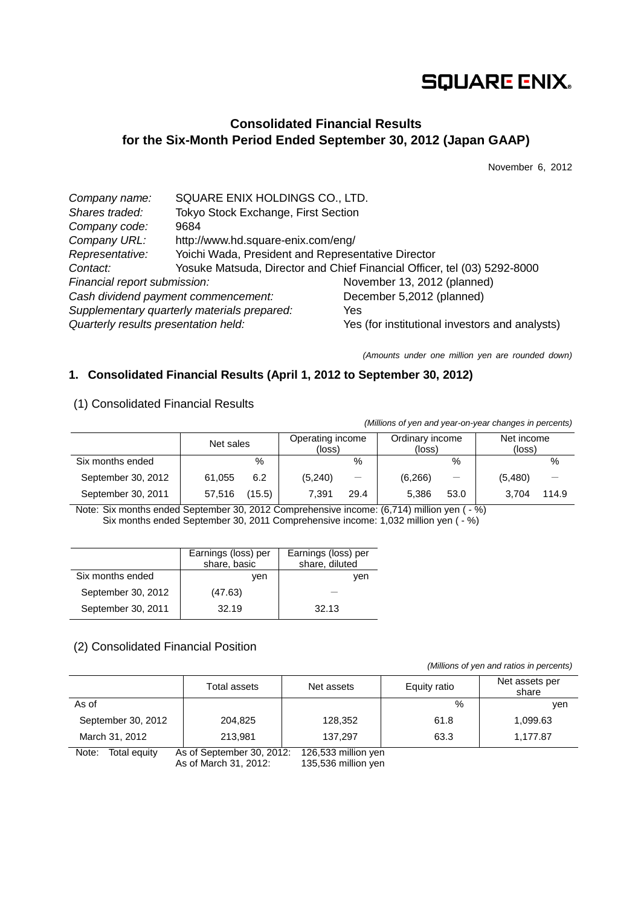SQUARE ENIX.

# Consolidated Financial Results for the Six-Month Period Ended September 30, 2012 (Japan GAAP)

November 6, 2012

*Company name:* SQUARE ENIX HOLDINGS CO., LTD.
*Shares traded:* Tokyo Stock Exchange, First Section
*Company code:* 9684
*Company URL:* http://www.hd.square-enix.com/eng/
*Representative:* Yoichi Wada, President and Representative Director
*Contact:* Yosuke Matsuda, Director and Chief Financial Officer, tel (03) 5292-8000
*Financial report submission:* November 13, 2012 (planned)
*Cash dividend payment commencement:* December 5,2012 (planned)
*Supplementary quarterly materials prepared:* Yes
*Quarterly results presentation held:* Yes (for institutional investors and analysts)

*(Amounts under one million yen are rounded down)*

## 1. Consolidated Financial Results (April 1, 2012 to September 30, 2012)

### (1) Consolidated Financial Results

*(Millions of yen and year-on-year changes in percents)*

| | Net sales | | Operating income (loss) | | Ordinary income (loss) | | Net income (loss) | |
|---|---|---|---|---|---|---|---|---|
| Six months ended | | % | | % | | % | | % |
| September 30, 2012 | 61,055 | 6.2 | (5,240) | — | (6,266) | — | (5,480) | — |
| September 30, 2011 | 57,516 | (15.5) | 7,391 | 29.4 | 5,386 | 53.0 | 3,704 | 114.9 |

Note: Six months ended September 30, 2012 Comprehensive income: (6,714) million yen ( - %)
Six months ended September 30, 2011 Comprehensive income: 1,032 million yen ( - %)

| | Earnings (loss) per share, basic | Earnings (loss) per share, diluted |
|---|---|---|
| Six months ended | yen | yen |
| September 30, 2012 | (47.63) | — |
| September 30, 2011 | 32.19 | 32.13 |

### (2) Consolidated Financial Position

*(Millions of yen and ratios in percents)*

| | Total assets | Net assets | Equity ratio | Net assets per share |
|---|---|---|---|---|
| As of | | | % | yen |
| September 30, 2012 | 204,825 | 128,352 | 61.8 | 1,099.63 |
| March 31, 2012 | 213,981 | 137,297 | 63.3 | 1,177.87 |

Note: Total equity As of September 30, 2012: 126,533 million yen
As of March 31, 2012: 135,536 million yen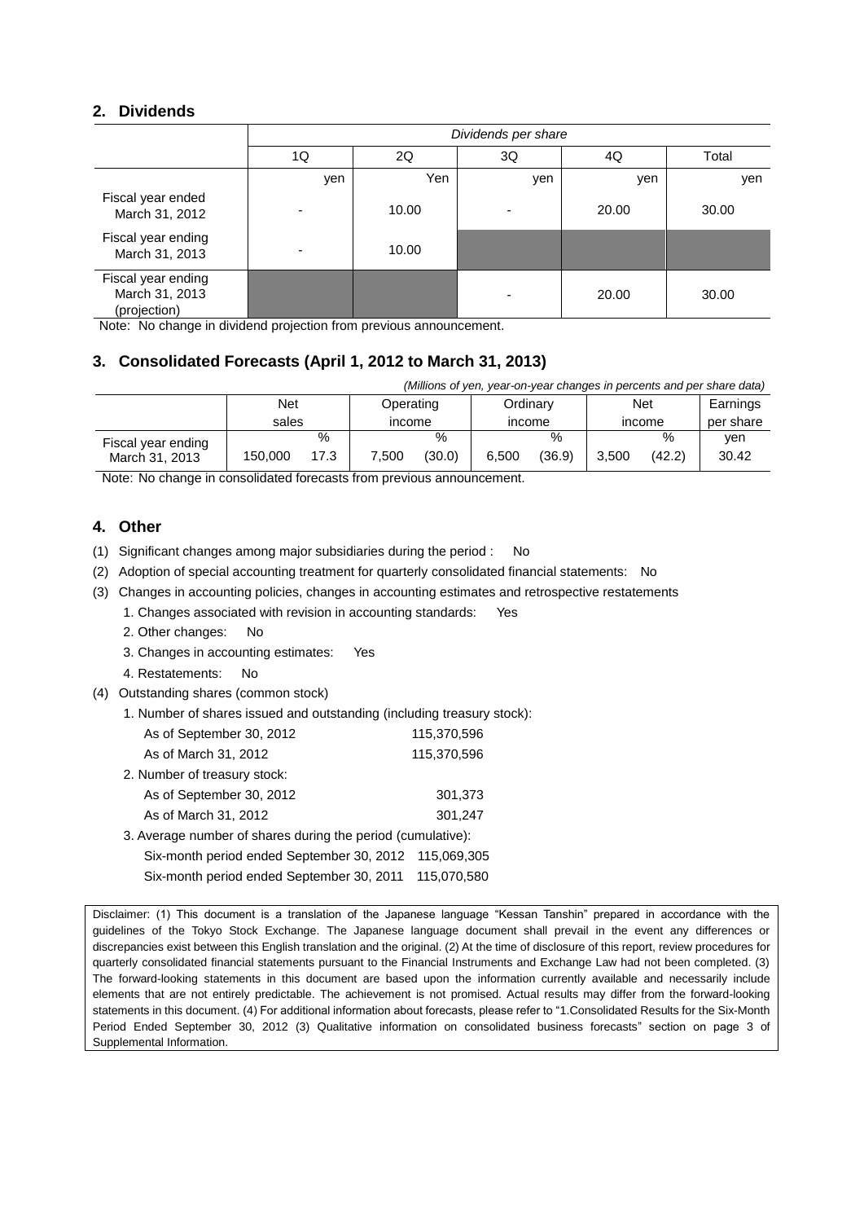## 2. Dividends

| | *Dividends per share* | | | | |
|---|---|---|---|---|---|
| | 1Q | 2Q | 3Q | 4Q | Total |
| | yen | Yen | yen | yen | yen |
| Fiscal year ended March 31, 2012 | - | 10.00 | - | 20.00 | 30.00 |
| Fiscal year ending March 31, 2013 | - | 10.00 | | | |
| Fiscal year ending March 31, 2013 (projection) | | | - | 20.00 | 30.00 |

Note: No change in dividend projection from previous announcement.

## 3. Consolidated Forecasts (April 1, 2012 to March 31, 2013)

*(Millions of yen, year-on-year changes in percents and per share data)*

| | Net sales | | Operating income | | Ordinary income | | Net income | | Earnings per share |
|---|---|---|---|---|---|---|---|---|---|
| | | % | | % | | % | | % | yen |
| Fiscal year ending March 31, 2013 | 150,000 | 17.3 | 7,500 | (30.0) | 6,500 | (36.9) | 3,500 | (42.2) | 30.42 |

Note: No change in consolidated forecasts from previous announcement.

## 4. Other

(1) Significant changes among major subsidiaries during the period : No

(2) Adoption of special accounting treatment for quarterly consolidated financial statements: No

(3) Changes in accounting policies, changes in accounting estimates and retrospective restatements

1. Changes associated with revision in accounting standards: Yes
2. Other changes: No
3. Changes in accounting estimates: Yes
4. Restatements: No

(4) Outstanding shares (common stock)

1. Number of shares issued and outstanding (including treasury stock):

| | |
|---|---|
| As of September 30, 2012 | 115,370,596 |
| As of March 31, 2012 | 115,370,596 |

2. Number of treasury stock:

| | |
|---|---|
| As of September 30, 2012 | 301,373 |
| As of March 31, 2012 | 301,247 |

3. Average number of shares during the period (cumulative):

| | |
|---|---|
| Six-month period ended September 30, 2012 | 115,069,305 |
| Six-month period ended September 30, 2011 | 115,070,580 |

Disclaimer: (1) This document is a translation of the Japanese language "Kessan Tanshin" prepared in accordance with the guidelines of the Tokyo Stock Exchange. The Japanese language document shall prevail in the event any differences or discrepancies exist between this English translation and the original. (2) At the time of disclosure of this report, review procedures for quarterly consolidated financial statements pursuant to the Financial Instruments and Exchange Law had not been completed. (3) The forward-looking statements in this document are based upon the information currently available and necessarily include elements that are not entirely predictable. The achievement is not promised. Actual results may differ from the forward-looking statements in this document. (4) For additional information about forecasts, please refer to "1.Consolidated Results for the Six-Month Period Ended September 30, 2012 (3) Qualitative information on consolidated business forecasts" section on page 3 of Supplemental Information.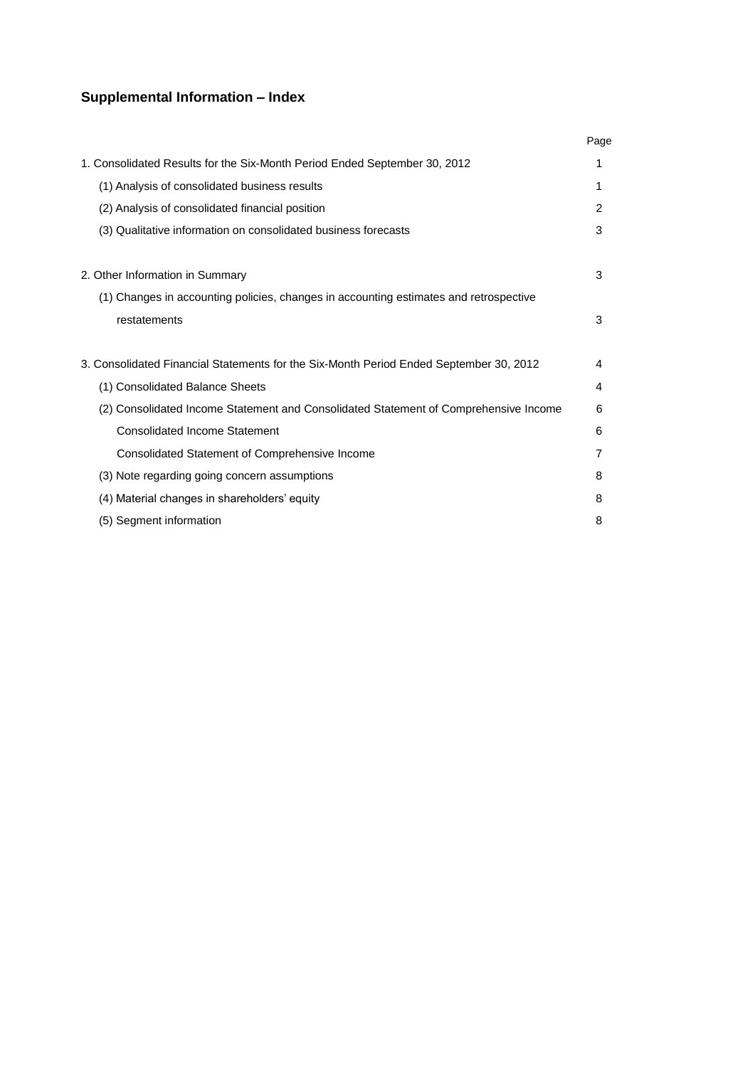## Supplemental Information – Index

| | Page |
|---|---|
| 1. Consolidated Results for the Six-Month Period Ended September 30, 2012 | 1 |
| (1) Analysis of consolidated business results | 1 |
| (2) Analysis of consolidated financial position | 2 |
| (3) Qualitative information on consolidated business forecasts | 3 |
| 2. Other Information in Summary | 3 |
| (1) Changes in accounting policies, changes in accounting estimates and retrospective restatements | 3 |
| 3. Consolidated Financial Statements for the Six-Month Period Ended September 30, 2012 | 4 |
| (1) Consolidated Balance Sheets | 4 |
| (2) Consolidated Income Statement and Consolidated Statement of Comprehensive Income | 6 |
| Consolidated Income Statement | 6 |
| Consolidated Statement of Comprehensive Income | 7 |
| (3) Note regarding going concern assumptions | 8 |
| (4) Material changes in shareholders' equity | 8 |
| (5) Segment information | 8 |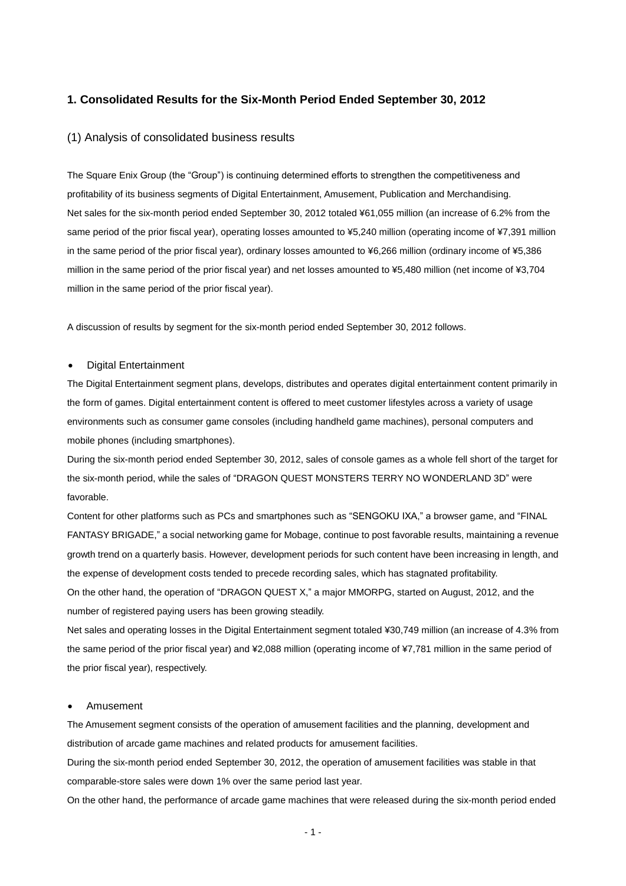## 1. Consolidated Results for the Six-Month Period Ended September 30, 2012

### (1) Analysis of consolidated business results

The Square Enix Group (the "Group") is continuing determined efforts to strengthen the competitiveness and profitability of its business segments of Digital Entertainment, Amusement, Publication and Merchandising.
Net sales for the six-month period ended September 30, 2012 totaled ¥61,055 million (an increase of 6.2% from the same period of the prior fiscal year), operating losses amounted to ¥5,240 million (operating income of ¥7,391 million in the same period of the prior fiscal year), ordinary losses amounted to ¥6,266 million (ordinary income of ¥5,386 million in the same period of the prior fiscal year) and net losses amounted to ¥5,480 million (net income of ¥3,704 million in the same period of the prior fiscal year).

A discussion of results by segment for the six-month period ended September 30, 2012 follows.

- Digital Entertainment

The Digital Entertainment segment plans, develops, distributes and operates digital entertainment content primarily in the form of games. Digital entertainment content is offered to meet customer lifestyles across a variety of usage environments such as consumer game consoles (including handheld game machines), personal computers and mobile phones (including smartphones).
During the six-month period ended September 30, 2012, sales of console games as a whole fell short of the target for the six-month period, while the sales of "DRAGON QUEST MONSTERS TERRY NO WONDERLAND 3D" were favorable.
Content for other platforms such as PCs and smartphones such as "SENGOKU IXA," a browser game, and "FINAL FANTASY BRIGADE," a social networking game for Mobage, continue to post favorable results, maintaining a revenue growth trend on a quarterly basis. However, development periods for such content have been increasing in length, and the expense of development costs tended to precede recording sales, which has stagnated profitability.
On the other hand, the operation of "DRAGON QUEST X," a major MMORPG, started on August, 2012, and the number of registered paying users has been growing steadily.
Net sales and operating losses in the Digital Entertainment segment totaled ¥30,749 million (an increase of 4.3% from the same period of the prior fiscal year) and ¥2,088 million (operating income of ¥7,781 million in the same period of the prior fiscal year), respectively.

- Amusement

The Amusement segment consists of the operation of amusement facilities and the planning, development and distribution of arcade game machines and related products for amusement facilities.
During the six-month period ended September 30, 2012, the operation of amusement facilities was stable in that comparable-store sales were down 1% over the same period last year.
On the other hand, the performance of arcade game machines that were released during the six-month period ended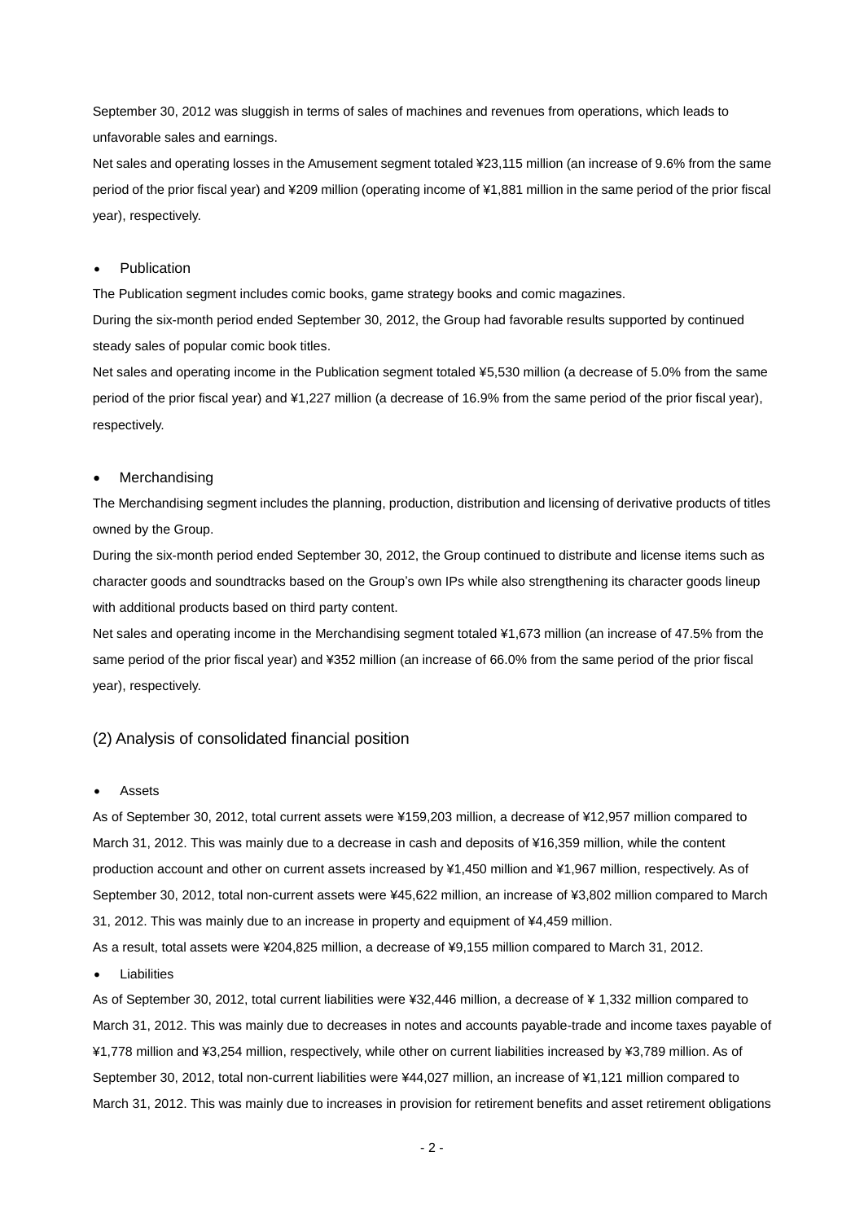September 30, 2012 was sluggish in terms of sales of machines and revenues from operations, which leads to unfavorable sales and earnings.

Net sales and operating losses in the Amusement segment totaled ¥23,115 million (an increase of 9.6% from the same period of the prior fiscal year) and ¥209 million (operating income of ¥1,881 million in the same period of the prior fiscal year), respectively.

- Publication

The Publication segment includes comic books, game strategy books and comic magazines.

During the six-month period ended September 30, 2012, the Group had favorable results supported by continued steady sales of popular comic book titles.

Net sales and operating income in the Publication segment totaled ¥5,530 million (a decrease of 5.0% from the same period of the prior fiscal year) and ¥1,227 million (a decrease of 16.9% from the same period of the prior fiscal year), respectively.

- Merchandising

The Merchandising segment includes the planning, production, distribution and licensing of derivative products of titles owned by the Group.

During the six-month period ended September 30, 2012, the Group continued to distribute and license items such as character goods and soundtracks based on the Group's own IPs while also strengthening its character goods lineup with additional products based on third party content.

Net sales and operating income in the Merchandising segment totaled ¥1,673 million (an increase of 47.5% from the same period of the prior fiscal year) and ¥352 million (an increase of 66.0% from the same period of the prior fiscal year), respectively.

## (2) Analysis of consolidated financial position

- Assets

As of September 30, 2012, total current assets were ¥159,203 million, a decrease of ¥12,957 million compared to March 31, 2012. This was mainly due to a decrease in cash and deposits of ¥16,359 million, while the content production account and other on current assets increased by ¥1,450 million and ¥1,967 million, respectively. As of September 30, 2012, total non-current assets were ¥45,622 million, an increase of ¥3,802 million compared to March 31, 2012. This was mainly due to an increase in property and equipment of ¥4,459 million.

As a result, total assets were ¥204,825 million, a decrease of ¥9,155 million compared to March 31, 2012.

- Liabilities

As of September 30, 2012, total current liabilities were ¥32,446 million, a decrease of ¥ 1,332 million compared to March 31, 2012. This was mainly due to decreases in notes and accounts payable-trade and income taxes payable of ¥1,778 million and ¥3,254 million, respectively, while other on current liabilities increased by ¥3,789 million. As of September 30, 2012, total non-current liabilities were ¥44,027 million, an increase of ¥1,121 million compared to March 31, 2012. This was mainly due to increases in provision for retirement benefits and asset retirement obligations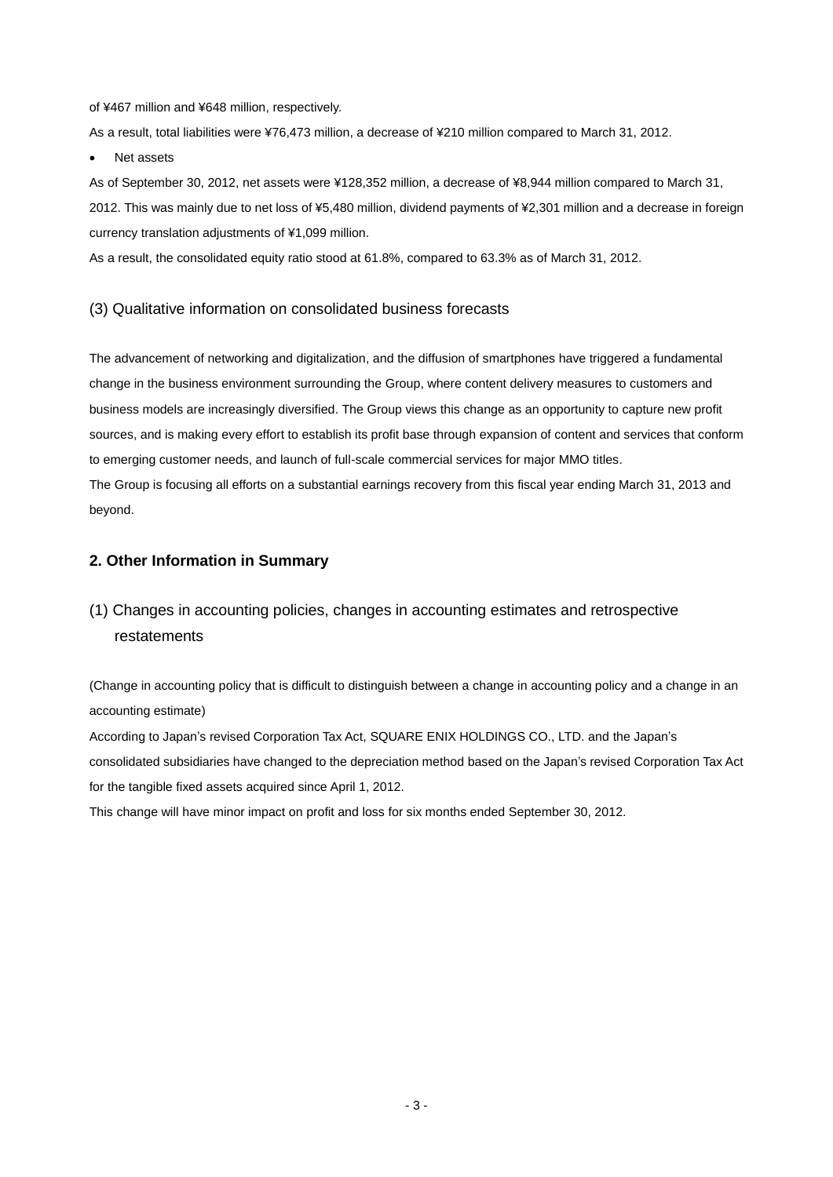of ¥467 million and ¥648 million, respectively.

As a result, total liabilities were ¥76,473 million, a decrease of ¥210 million compared to March 31, 2012.

- Net assets

As of September 30, 2012, net assets were ¥128,352 million, a decrease of ¥8,944 million compared to March 31, 2012. This was mainly due to net loss of ¥5,480 million, dividend payments of ¥2,301 million and a decrease in foreign currency translation adjustments of ¥1,099 million.

As a result, the consolidated equity ratio stood at 61.8%, compared to 63.3% as of March 31, 2012.

### (3) Qualitative information on consolidated business forecasts

The advancement of networking and digitalization, and the diffusion of smartphones have triggered a fundamental change in the business environment surrounding the Group, where content delivery measures to customers and business models are increasingly diversified. The Group views this change as an opportunity to capture new profit sources, and is making every effort to establish its profit base through expansion of content and services that conform to emerging customer needs, and launch of full-scale commercial services for major MMO titles.

The Group is focusing all efforts on a substantial earnings recovery from this fiscal year ending March 31, 2013 and beyond.

## 2. Other Information in Summary

### (1) Changes in accounting policies, changes in accounting estimates and retrospective restatements

(Change in accounting policy that is difficult to distinguish between a change in accounting policy and a change in an accounting estimate)

According to Japan's revised Corporation Tax Act, SQUARE ENIX HOLDINGS CO., LTD. and the Japan's consolidated subsidiaries have changed to the depreciation method based on the Japan's revised Corporation Tax Act for the tangible fixed assets acquired since April 1, 2012.

This change will have minor impact on profit and loss for six months ended September 30, 2012.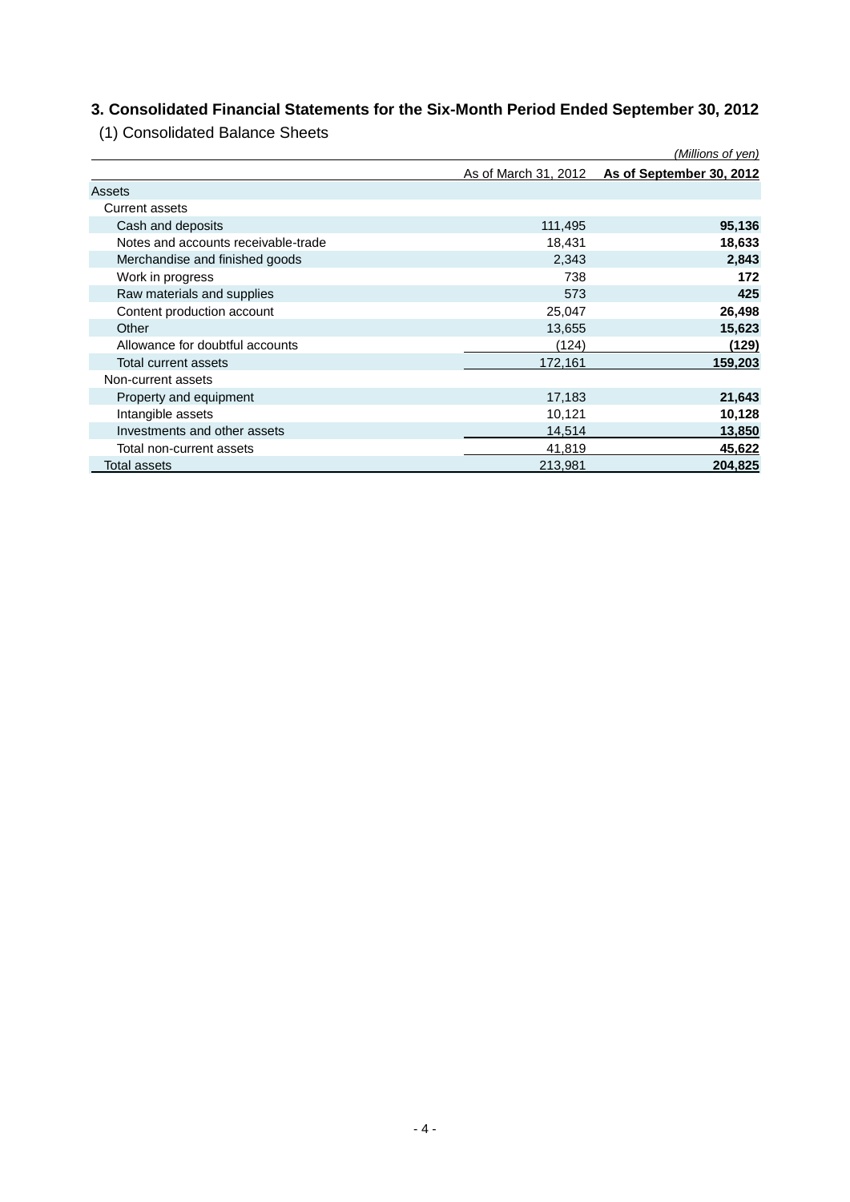## 3. Consolidated Financial Statements for the Six-Month Period Ended September 30, 2012

### (1) Consolidated Balance Sheets

*(Millions of yen)*

| | As of March 31, 2012 | **As of September 30, 2012** |
|---|---|---|
| Assets | | |
| Current assets | | |
| Cash and deposits | 111,495 | **95,136** |
| Notes and accounts receivable-trade | 18,431 | **18,633** |
| Merchandise and finished goods | 2,343 | **2,843** |
| Work in progress | 738 | **172** |
| Raw materials and supplies | 573 | **425** |
| Content production account | 25,047 | **26,498** |
| Other | 13,655 | **15,623** |
| Allowance for doubtful accounts | (124) | **(129)** |
| Total current assets | 172,161 | **159,203** |
| Non-current assets | | |
| Property and equipment | 17,183 | **21,643** |
| Intangible assets | 10,121 | **10,128** |
| Investments and other assets | 14,514 | **13,850** |
| Total non-current assets | 41,819 | **45,622** |
| Total assets | 213,981 | **204,825** |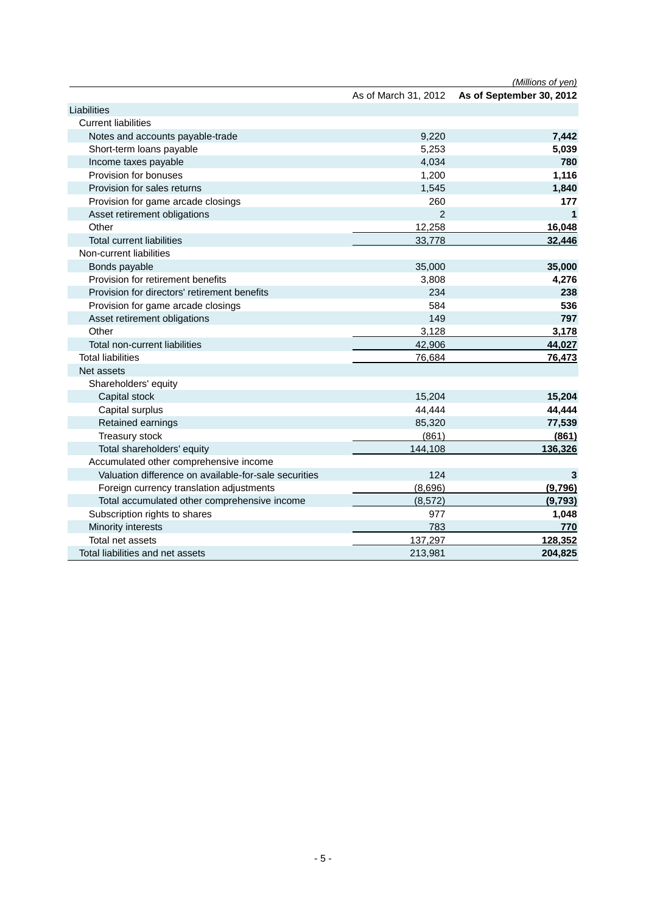(Millions of yen)

| | As of March 31, 2012 | As of September 30, 2012 |
|---|---|---|
| Liabilities | | |
| Current liabilities | | |
| Notes and accounts payable-trade | 9,220 | **7,442** |
| Short-term loans payable | 5,253 | **5,039** |
| Income taxes payable | 4,034 | **780** |
| Provision for bonuses | 1,200 | **1,116** |
| Provision for sales returns | 1,545 | **1,840** |
| Provision for game arcade closings | 260 | **177** |
| Asset retirement obligations | 2 | **1** |
| Other | 12,258 | **16,048** |
| Total current liabilities | 33,778 | **32,446** |
| Non-current liabilities | | |
| Bonds payable | 35,000 | **35,000** |
| Provision for retirement benefits | 3,808 | **4,276** |
| Provision for directors' retirement benefits | 234 | **238** |
| Provision for game arcade closings | 584 | **536** |
| Asset retirement obligations | 149 | **797** |
| Other | 3,128 | **3,178** |
| Total non-current liabilities | 42,906 | **44,027** |
| Total liabilities | 76,684 | **76,473** |
| Net assets | | |
| Shareholders' equity | | |
| Capital stock | 15,204 | **15,204** |
| Capital surplus | 44,444 | **44,444** |
| Retained earnings | 85,320 | **77,539** |
| Treasury stock | (861) | **(861)** |
| Total shareholders' equity | 144,108 | **136,326** |
| Accumulated other comprehensive income | | |
| Valuation difference on available-for-sale securities | 124 | **3** |
| Foreign currency translation adjustments | (8,696) | **(9,796)** |
| Total accumulated other comprehensive income | (8,572) | **(9,793)** |
| Subscription rights to shares | 977 | **1,048** |
| Minority interests | 783 | **770** |
| Total net assets | 137,297 | **128,352** |
| Total liabilities and net assets | 213,981 | **204,825** |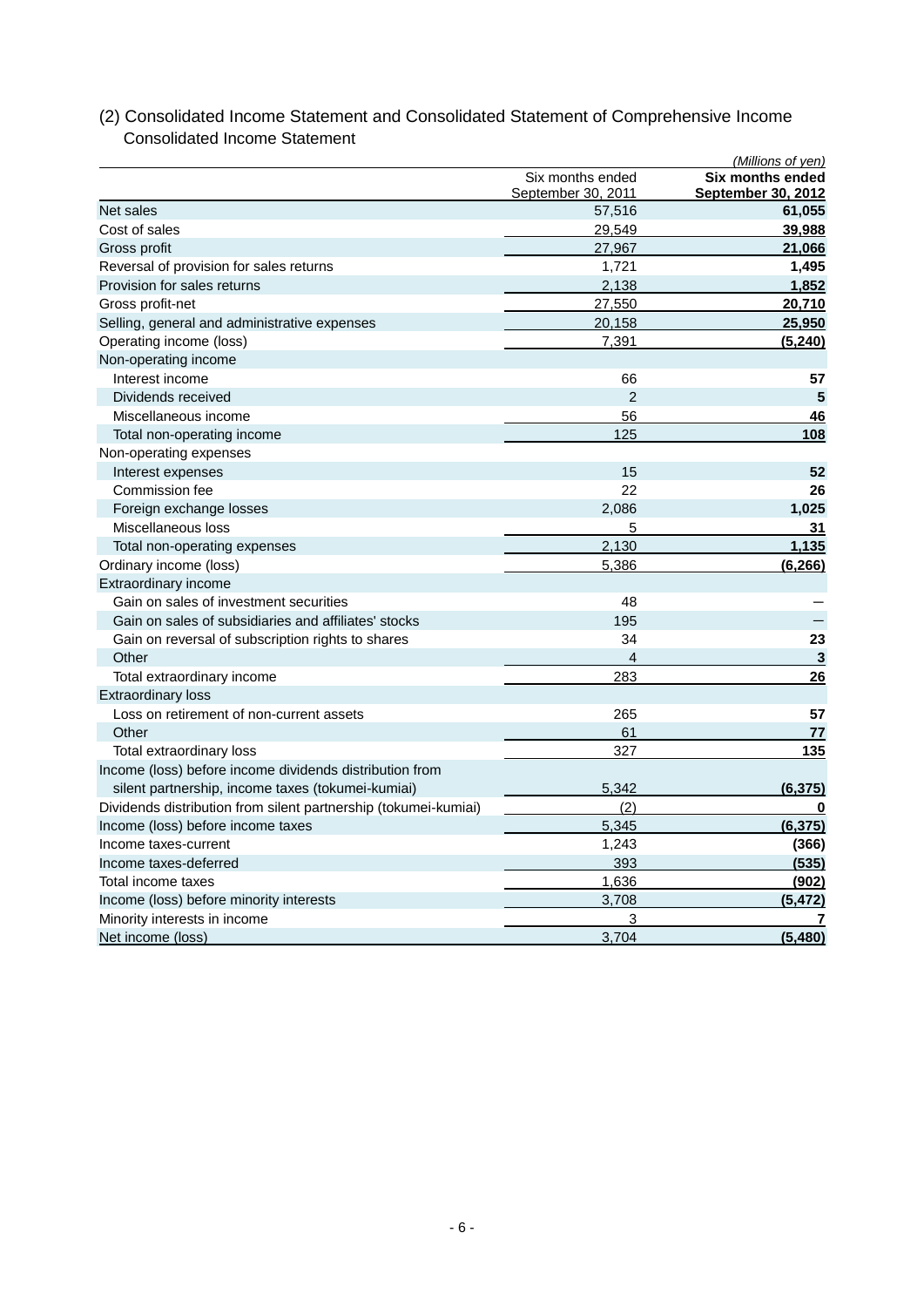## (2) Consolidated Income Statement and Consolidated Statement of Comprehensive Income

### Consolidated Income Statement

*(Millions of yen)*

| | Six months ended September 30, 2011 | **Six months ended September 30, 2012** |
|---|---|---|
| Net sales | 57,516 | **61,055** |
| Cost of sales | 29,549 | **39,988** |
| Gross profit | 27,967 | **21,066** |
| Reversal of provision for sales returns | 1,721 | **1,495** |
| Provision for sales returns | 2,138 | **1,852** |
| Gross profit-net | 27,550 | **20,710** |
| Selling, general and administrative expenses | 20,158 | **25,950** |
| Operating income (loss) | 7,391 | **(5,240)** |
| Non-operating income | | |
| Interest income | 66 | **57** |
| Dividends received | 2 | **5** |
| Miscellaneous income | 56 | **46** |
| Total non-operating income | 125 | **108** |
| Non-operating expenses | | |
| Interest expenses | 15 | **52** |
| Commission fee | 22 | **26** |
| Foreign exchange losses | 2,086 | **1,025** |
| Miscellaneous loss | 5 | **31** |
| Total non-operating expenses | 2,130 | **1,135** |
| Ordinary income (loss) | 5,386 | **(6,266)** |
| Extraordinary income | | |
| Gain on sales of investment securities | 48 | **—** |
| Gain on sales of subsidiaries and affiliates' stocks | 195 | **—** |
| Gain on reversal of subscription rights to shares | 34 | **23** |
| Other | 4 | **3** |
| Total extraordinary income | 283 | **26** |
| Extraordinary loss | | |
| Loss on retirement of non-current assets | 265 | **57** |
| Other | 61 | **77** |
| Total extraordinary loss | 327 | **135** |
| Income (loss) before income dividends distribution from silent partnership, income taxes (tokumei-kumiai) | 5,342 | **(6,375)** |
| Dividends distribution from silent partnership (tokumei-kumiai) | (2) | **0** |
| Income (loss) before income taxes | 5,345 | **(6,375)** |
| Income taxes-current | 1,243 | **(366)** |
| Income taxes-deferred | 393 | **(535)** |
| Total income taxes | 1,636 | **(902)** |
| Income (loss) before minority interests | 3,708 | **(5,472)** |
| Minority interests in income | 3 | **7** |
| Net income (loss) | 3,704 | **(5,480)** |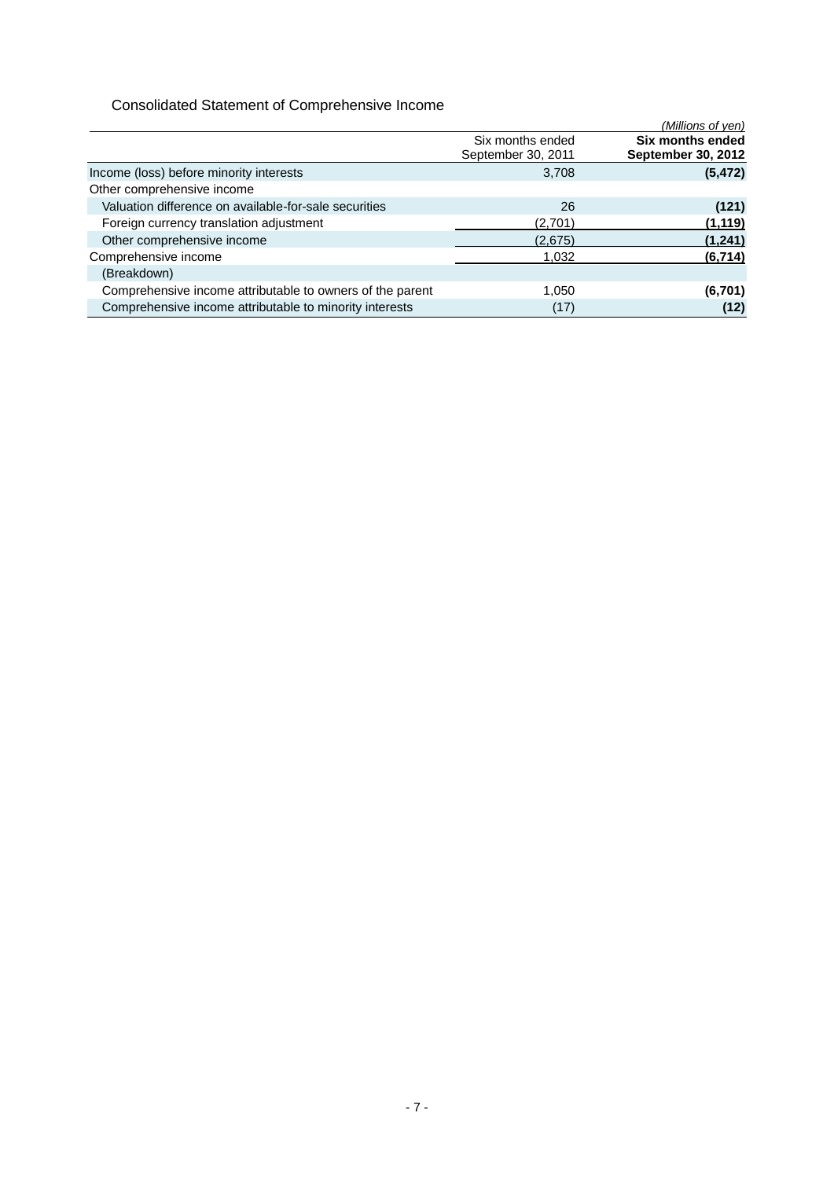## Consolidated Statement of Comprehensive Income

*(Millions of yen)*

| | Six months ended September 30, 2011 | **Six months ended September 30, 2012** |
|---|---|---|
| Income (loss) before minority interests | 3,708 | **(5,472)** |
| Other comprehensive income | | |
| Valuation difference on available-for-sale securities | 26 | **(121)** |
| Foreign currency translation adjustment | (2,701) | **(1,119)** |
| Other comprehensive income | (2,675) | **(1,241)** |
| Comprehensive income | 1,032 | **(6,714)** |
| (Breakdown) | | |
| Comprehensive income attributable to owners of the parent | 1,050 | **(6,701)** |
| Comprehensive income attributable to minority interests | (17) | **(12)** |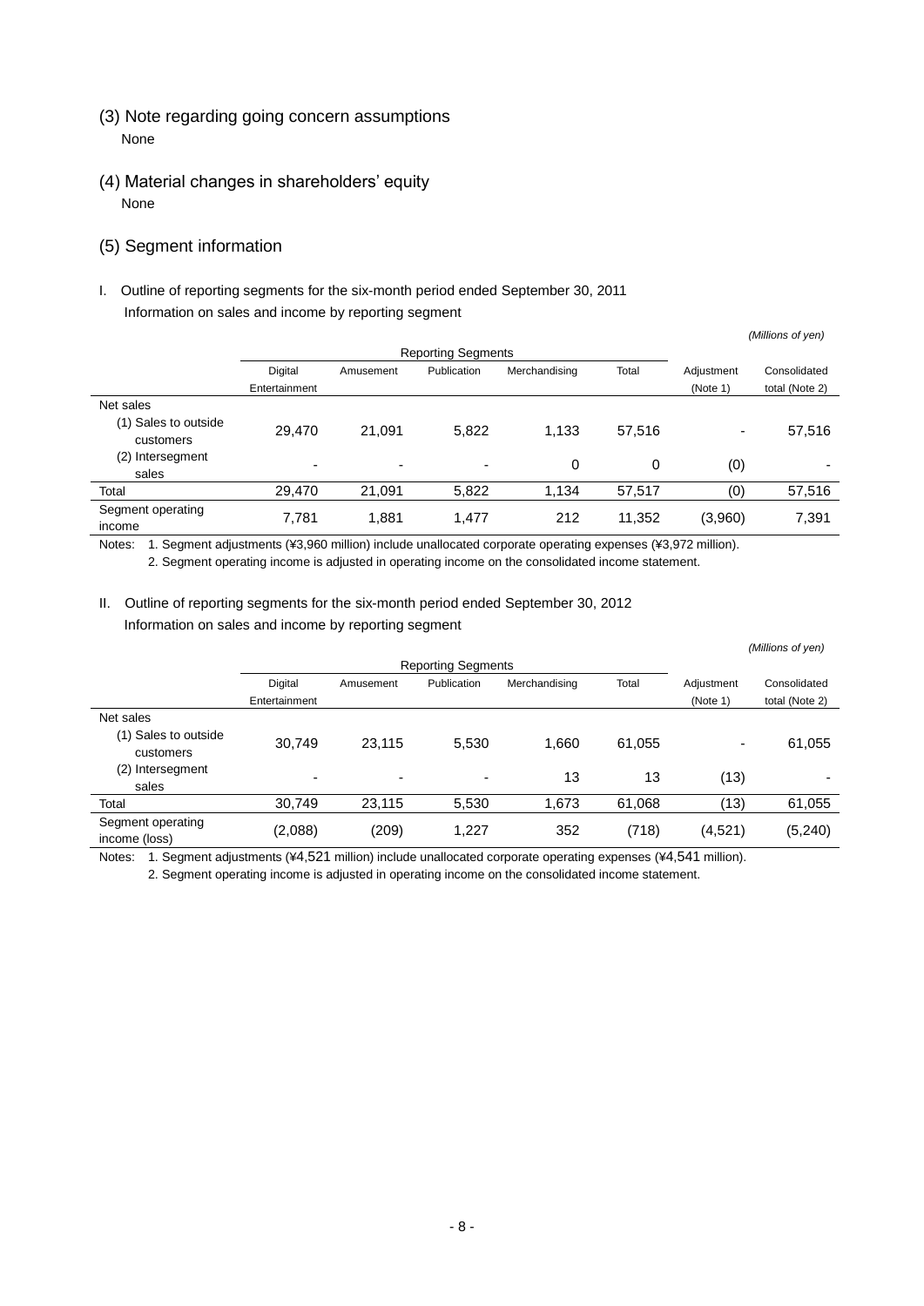## (3) Note regarding going concern assumptions

None

## (4) Material changes in shareholders' equity

None

## (5) Segment information

I. Outline of reporting segments for the six-month period ended September 30, 2011

Information on sales and income by reporting segment

*(Millions of yen)*

| | Reporting Segments | | | | | | |
|---|---|---|---|---|---|---|---|
| | Digital Entertainment | Amusement | Publication | Merchandising | Total | Adjustment (Note 1) | Consolidated total (Note 2) |
| Net sales | | | | | | | |
| (1) Sales to outside customers | 29,470 | 21,091 | 5,822 | 1,133 | 57,516 | - | 57,516 |
| (2) Intersegment sales | - | - | - | 0 | 0 | (0) | - |
| Total | 29,470 | 21,091 | 5,822 | 1,134 | 57,517 | (0) | 57,516 |
| Segment operating income | 7,781 | 1,881 | 1,477 | 212 | 11,352 | (3,960) | 7,391 |

Notes: 1. Segment adjustments (¥3,960 million) include unallocated corporate operating expenses (¥3,972 million).

2. Segment operating income is adjusted in operating income on the consolidated income statement.

II. Outline of reporting segments for the six-month period ended September 30, 2012

Information on sales and income by reporting segment

*(Millions of yen)*

| | Reporting Segments | | | | | | |
|---|---|---|---|---|---|---|---|
| | Digital Entertainment | Amusement | Publication | Merchandising | Total | Adjustment (Note 1) | Consolidated total (Note 2) |
| Net sales | | | | | | | |
| (1) Sales to outside customers | 30,749 | 23,115 | 5,530 | 1,660 | 61,055 | - | 61,055 |
| (2) Intersegment sales | - | - | - | 13 | 13 | (13) | - |
| Total | 30,749 | 23,115 | 5,530 | 1,673 | 61,068 | (13) | 61,055 |
| Segment operating income (loss) | (2,088) | (209) | 1,227 | 352 | (718) | (4,521) | (5,240) |

Notes: 1. Segment adjustments (¥4,521 million) include unallocated corporate operating expenses (¥4,541 million).

2. Segment operating income is adjusted in operating income on the consolidated income statement.